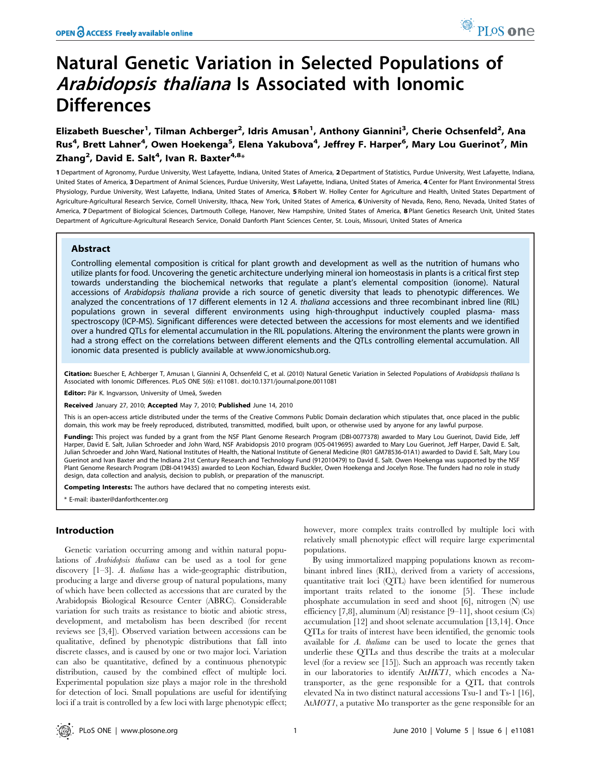# Natural Genetic Variation in Selected Populations of *Arabidopsis thaliana* Is Associated with Ionomic Differences

**Elizabeth Buescher[1], Tilman Achberger[2], Idris Amusan[1], Anthony Giannini[3], Cherie Ochsenfeld[2], Ana Rus[4], Brett Lahner[4], Owen Hoekenga[5], Elena Yakubova[4], Jeffrey F. Harper[6], Mary Lou Guerinot[7], Min Zhang[2], David E. Salt[4], Ivan R. Baxter[4,8]***

**1** Department of Agronomy, Purdue University, West Lafayette, Indiana, United States of America, **2** Department of Statistics, Purdue University, West Lafayette, Indiana, United States of America, **3** Department of Animal Sciences, Purdue University, West Lafayette, Indiana, United States of America, **4** Center for Plant Environmental Stress Physiology, Purdue University, West Lafayette, Indiana, United States of America, **5** Robert W. Holley Center for Agriculture and Health, United States Department of Agriculture-Agricultural Research Service, Cornell University, Ithaca, New York, United States of America, **6** University of Nevada, Reno, Reno, Nevada, United States of America, **7** Department of Biological Sciences, Dartmouth College, Hanover, New Hampshire, United States of America, **8** Plant Genetics Research Unit, United States Department of Agriculture-Agricultural Research Service, Donald Danforth Plant Sciences Center, St. Louis, Missouri, United States of America

## Abstract

Controlling elemental composition is critical for plant growth and development as well as the nutrition of humans who utilize plants for food. Uncovering the genetic architecture underlying mineral ion homeostasis in plants is a critical first step towards understanding the biochemical networks that regulate a plant's elemental composition (ionome). Natural accessions of *Arabidopsis thaliana* provide a rich source of genetic diversity that leads to phenotypic differences. We analyzed the concentrations of 17 different elements in 12 *A. thaliana* accessions and three recombinant inbred line (RIL) populations grown in several different environments using high-throughput inductively coupled plasma- mass spectroscopy (ICP-MS). Significant differences were detected between the accessions for most elements and we identified over a hundred QTLs for elemental accumulation in the RIL populations. Altering the environment the plants were grown in had a strong effect on the correlations between different elements and the QTLs controlling elemental accumulation. All ionomic data presented is publicly available at www.ionomicshub.org.

**Citation:** Buescher E, Achberger T, Amusan I, Giannini A, Ochsenfeld C, et al. (2010) Natural Genetic Variation in Selected Populations of *Arabidopsis thaliana* Is Associated with Ionomic Differences. PLoS ONE 5(6): e11081. doi:10.1371/journal.pone.0011081

**Editor:** Pär K. Ingvarsson, University of Umeå, Sweden

**Received** January 27, 2010; **Accepted** May 7, 2010; **Published** June 14, 2010

This is an open-access article distributed under the terms of the Creative Commons Public Domain declaration which stipulates that, once placed in the public domain, this work may be freely reproduced, distributed, transmitted, modified, built upon, or otherwise used by anyone for any lawful purpose.

**Funding:** This project was funded by a grant from the NSF Plant Genome Research Program (DBI-0077378) awarded to Mary Lou Guerinot, David Eide, Jeff Harper, David E. Salt, Julian Schroeder and John Ward, NSF Arabidopsis 2010 program (IOS-0419695) awarded to Mary Lou Guerinot, Jeff Harper, David E. Salt, Julian Schroeder and John Ward, National Institutes of Health, the National Institute of General Medicine (R01 GM78536-01A1) awarded to David E. Salt, Mary Lou Guerinot and Ivan Baxter and the Indiana 21st Century Research and Technology Fund (912010479) to David E. Salt. Owen Hoekenga was supported by the NSF Plant Genome Research Program (DBI-0419435) awarded to Leon Kochian, Edward Buckler, Owen Hoekenga and Jocelyn Rose. The funders had no role in study design, data collection and analysis, decision to publish, or preparation of the manuscript.

**Competing Interests:** The authors have declared that no competing interests exist.

* E-mail: ibaxter@danforthcenter.org

## Introduction

Genetic variation occurring among and within natural populations of *Arabidopsis thaliana* can be used as a tool for gene discovery [1–3]. *A. thaliana* has a wide-geographic distribution, producing a large and diverse group of natural populations, many of which have been collected as accessions that are curated by the Arabidopsis Biological Resource Center (ABRC). Considerable variation for such traits as resistance to biotic and abiotic stress, development, and metabolism has been described (for recent reviews see [3,4]). Observed variation between accessions can be qualitative, defined by phenotypic distributions that fall into discrete classes, and is caused by one or two major loci. Variation can also be quantitative, defined by a continuous phenotypic distribution, caused by the combined effect of multiple loci. Experimental population size plays a major role in the threshold for detection of loci. Small populations are useful for identifying loci if a trait is controlled by a few loci with large phenotypic effect; however, more complex traits controlled by multiple loci with relatively small phenotypic effect will require large experimental populations.

By using immortalized mapping populations known as recombinant inbred lines (RIL), derived from a variety of accessions, quantitative trait loci (QTL) have been identified for numerous important traits related to the ionome [5]. These include phosphate accumulation in seed and shoot [6], nitrogen (N) use efficiency [7,8], aluminum (Al) resistance [9–11], shoot cesium (Cs) accumulation [12] and shoot selenate accumulation [13,14]. Once QTLs for traits of interest have been identified, the genomic tools available for *A. thaliana* can be used to locate the genes that underlie these QTLs and thus describe the traits at a molecular level (for a review see [15]). Such an approach was recently taken in our laboratories to identify At*HKT1*, which encodes a Na-transporter, as the gene responsible for a QTL that controls elevated Na in two distinct natural accessions Tsu-1 and Ts-1 [16], At*MOT1*, a putative Mo transporter as the gene responsible for an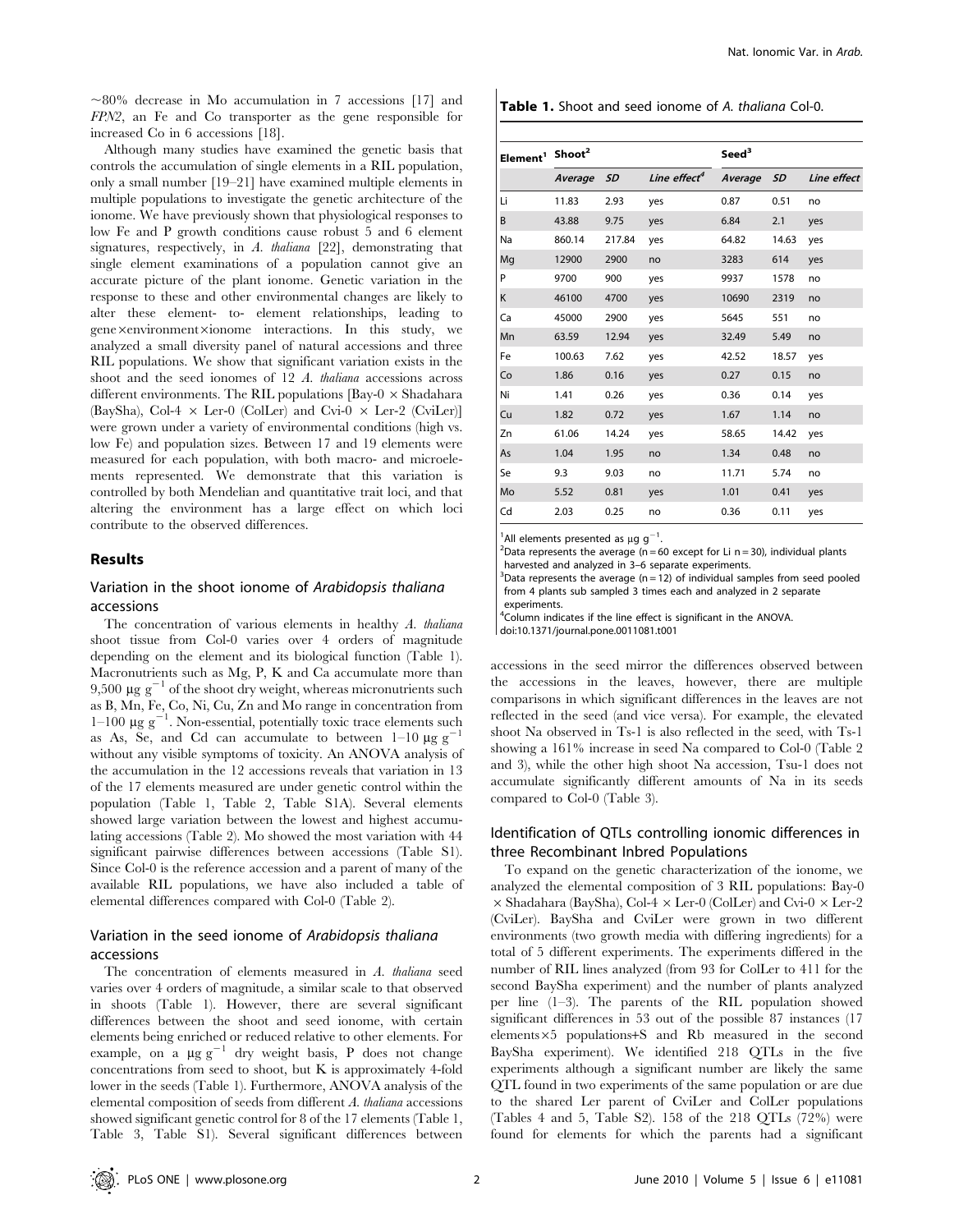~80% decrease in Mo accumulation in 7 accessions [17] and *FPN2*, an Fe and Co transporter as the gene responsible for increased Co in 6 accessions [18].

Although many studies have examined the genetic basis that controls the accumulation of single elements in a RIL population, only a small number [19–21] have examined multiple elements in multiple populations to investigate the genetic architecture of the ionome. We have previously shown that physiological responses to low Fe and P growth conditions cause robust 5 and 6 element signatures, respectively, in *A. thaliana* [22], demonstrating that single element examinations of a population cannot give an accurate picture of the plant ionome. Genetic variation in the response to these and other environmental changes are likely to alter these element- to- element relationships, leading to gene×environment×ionome interactions. In this study, we analyzed a small diversity panel of natural accessions and three RIL populations. We show that significant variation exists in the shoot and the seed ionomes of 12 *A. thaliana* accessions across different environments. The RIL populations [Bay-0 × Shadahara (BaySha), Col-4 × Ler-0 (ColLer) and Cvi-0 × Ler-2 (CviLer)] were grown under a variety of environmental conditions (high vs. low Fe) and population sizes. Between 17 and 19 elements were measured for each population, with both macro- and microelements represented. We demonstrate that this variation is controlled by both Mendelian and quantitative trait loci, and that altering the environment has a large effect on which loci contribute to the observed differences.

## Results

### Variation in the shoot ionome of *Arabidopsis thaliana* accessions

The concentration of various elements in healthy *A. thaliana* shoot tissue from Col-0 varies over 4 orders of magnitude depending on the element and its biological function (Table 1). Macronutrients such as Mg, P, K and Ca accumulate more than 9,500 $\mu g\ g^{-1}$ of the shoot dry weight, whereas micronutrients such as B, Mn, Fe, Co, Ni, Cu, Zn and Mo range in concentration from 1–100 $\mu g\ g^{-1}$. Non-essential, potentially toxic trace elements such as As, Se, and Cd can accumulate to between 1–10 $\mu g\ g^{-1}$ without any visible symptoms of toxicity. An ANOVA analysis of the accumulation in the 12 accessions reveals that variation in 13 of the 17 elements measured are under genetic control within the population (Table 1, Table 2, Table S1A). Several elements showed large variation between the lowest and highest accumulating accessions (Table 2). Mo showed the most variation with 44 significant pairwise differences between accessions (Table S1). Since Col-0 is the reference accession and a parent of many of the available RIL populations, we have also included a table of elemental differences compared with Col-0 (Table 2).

### Variation in the seed ionome of *Arabidopsis thaliana* accessions

The concentration of elements measured in *A. thaliana* seed varies over 4 orders of magnitude, a similar scale to that observed in shoots (Table 1). However, there are several significant differences between the shoot and seed ionome, with certain elements being enriched or reduced relative to other elements. For example, on a $\mu g\ g^{-1}$ dry weight basis, P does not change concentrations from seed to shoot, but K is approximately 4-fold lower in the seeds (Table 1). Furthermore, ANOVA analysis of the elemental composition of seeds from different *A. thaliana* accessions showed significant genetic control for 8 of the 17 elements (Table 1, Table 3, Table S1). Several significant differences between

**Table 1.** Shoot and seed ionome of *A. thaliana* Col-0.

| Element[1] | Shoot[2] | | | Seed[3] | | |
|---|---|---|---|---|---|---|
| | *Average* | *SD* | *Line effect*[4] | *Average* | *SD* | *Line effect* |
| Li | 11.83 | 2.93 | yes | 0.87 | 0.51 | no |
| B | 43.88 | 9.75 | yes | 6.84 | 2.1 | yes |
| Na | 860.14 | 217.84 | yes | 64.82 | 14.63 | yes |
| Mg | 12900 | 2900 | no | 3283 | 614 | yes |
| P | 9700 | 900 | yes | 9937 | 1578 | no |
| K | 46100 | 4700 | yes | 10690 | 2319 | no |
| Ca | 45000 | 2900 | yes | 5645 | 551 | no |
| Mn | 63.59 | 12.94 | yes | 32.49 | 5.49 | no |
| Fe | 100.63 | 7.62 | yes | 42.52 | 18.57 | yes |
| Co | 1.86 | 0.16 | yes | 0.27 | 0.15 | no |
| Ni | 1.41 | 0.26 | yes | 0.36 | 0.14 | yes |
| Cu | 1.82 | 0.72 | yes | 1.67 | 1.14 | no |
| Zn | 61.06 | 14.24 | yes | 58.65 | 14.42 | yes |
| As | 1.04 | 1.95 | no | 1.34 | 0.48 | no |
| Se | 9.3 | 9.03 | no | 11.71 | 5.74 | no |
| Mo | 5.52 | 0.81 | yes | 1.01 | 0.41 | yes |
| Cd | 2.03 | 0.25 | no | 0.36 | 0.11 | yes |

[1]All elements presented as $\mu g\ g^{-1}$.
[2]Data represents the average (n = 60 except for Li n = 30), individual plants harvested and analyzed in 3–6 separate experiments.
[3]Data represents the average (n = 12) of individual samples from seed pooled from 4 plants sub sampled 3 times each and analyzed in 2 separate experiments.
[4]Column indicates if the line effect is significant in the ANOVA.
doi:10.1371/journal.pone.0011081.t001

accessions in the seed mirror the differences observed between the accessions in the leaves, however, there are multiple comparisons in which significant differences in the leaves are not reflected in the seed (and vice versa). For example, the elevated shoot Na observed in Ts-1 is also reflected in the seed, with Ts-1 showing a 161% increase in seed Na compared to Col-0 (Table 2 and 3), while the other high shoot Na accession, Tsu-1 does not accumulate significantly different amounts of Na in its seeds compared to Col-0 (Table 3).

### Identification of QTLs controlling ionomic differences in three Recombinant Inbred Populations

To expand on the genetic characterization of the ionome, we analyzed the elemental composition of 3 RIL populations: Bay-0 × Shadahara (BaySha), Col-4 × Ler-0 (ColLer) and Cvi-0 × Ler-2 (CviLer). BaySha and CviLer were grown in two different environments (two growth media with differing ingredients) for a total of 5 different experiments. The experiments differed in the number of RIL lines analyzed (from 93 for ColLer to 411 for the second BaySha experiment) and the number of plants analyzed per line (1–3). The parents of the RIL population showed significant differences in 53 out of the possible 87 instances (17 elements×5 populations+S and Rb measured in the second BaySha experiment). We identified 218 QTLs in the five experiments although a significant number are likely the same QTL found in two experiments of the same population or are due to the shared Ler parent of CviLer and ColLer populations (Tables 4 and 5, Table S2). 158 of the 218 QTLs (72%) were found for elements for which the parents had a significant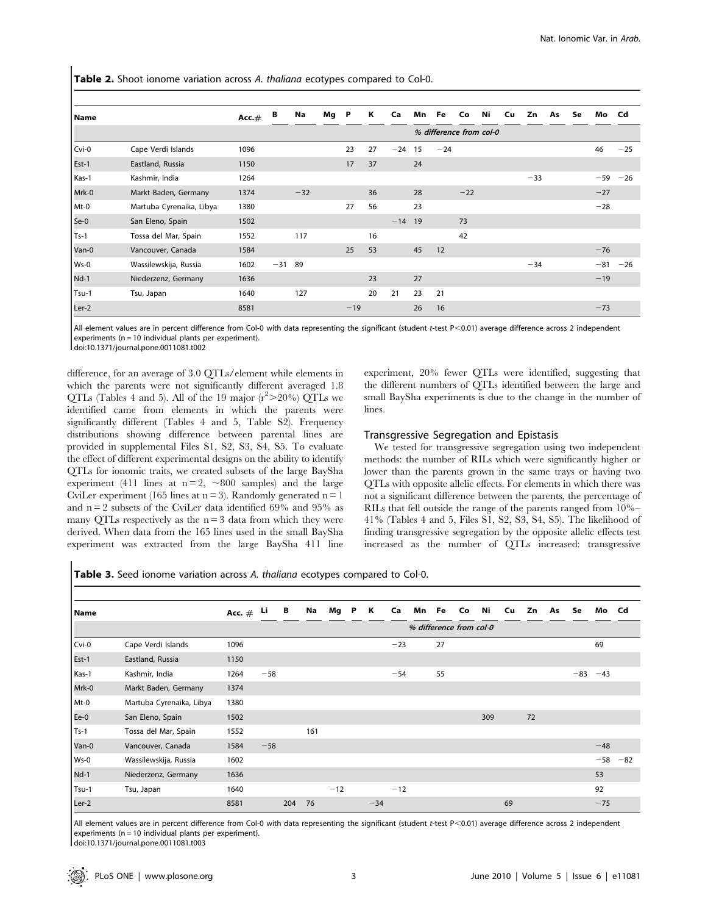**Table 2.** Shoot ionome variation across *A. thaliana* ecotypes compared to Col-0.

| Name | | Acc.# | B | Na | Mg | P | K | Ca | Mn | Fe | Co | Ni | Cu | Zn | As | Se | Mo | Cd |
|---|---|---|---|---|---|---|---|---|---|---|---|---|---|---|---|---|---|---|
| | | | % difference from col-0 | | | | | | | | | | | | | | | |
| Cvi-0 | Cape Verdi Islands | 1096 | | | | 23 | 27 | −24 | 15 | −24 | | | | | | | 46 | −25 |
| Est-1 | Eastland, Russia | 1150 | | | | 17 | 37 | | 24 | | | | | | | | | |
| Kas-1 | Kashmir, India | 1264 | | | | | | | | | | | | −33 | | | −59 | −26 |
| Mrk-0 | Markt Baden, Germany | 1374 | | −32 | | | 36 | | 28 | | −22 | | | | | | −27 | |
| Mt-0 | Martuba Cyrenaika, Libya | 1380 | | | | 27 | 56 | | 23 | | | | | | | | −28 | |
| Se-0 | San Eleno, Spain | 1502 | | | | | | −14 | 19 | | 73 | | | | | | | |
| Ts-1 | Tossa del Mar, Spain | 1552 | | 117 | | | 16 | | | | 42 | | | | | | | |
| Van-0 | Vancouver, Canada | 1584 | | | | 25 | 53 | | 45 | 12 | | | | | | | −76 | |
| Ws-0 | Wassilewskija, Russia | 1602 | −31 | 89 | | | | | | | | | | −34 | | | −81 | −26 |
| Nd-1 | Niederzenz, Germany | 1636 | | | | | 23 | | 27 | | | | | | | | −19 | |
| Tsu-1 | Tsu, Japan | 1640 | | 127 | | | 20 | 21 | 23 | 21 | | | | | | | | |
| Ler-2 | | 8581 | | | | −19 | | | 26 | 16 | | | | | | | −73 | |

All element values are in percent difference from Col-0 with data representing the significant (student *t*-test P<0.01) average difference across 2 independent experiments (n = 10 individual plants per experiment).
doi:10.1371/journal.pone.0011081.t002

difference, for an average of 3.0 QTLs/element while elements in which the parents were not significantly different averaged 1.8 QTLs (Tables 4 and 5). All of the 19 major ($r^2$>20%) QTLs we identified came from elements in which the parents were significantly different (Tables 4 and 5, Table S2). Frequency distributions showing difference between parental lines are provided in supplemental Files S1, S2, S3, S4, S5. To evaluate the effect of different experimental designs on the ability to identify QTLs for ionomic traits, we created subsets of the large BaySha experiment (411 lines at n = 2, ~800 samples) and the large CviLer experiment (165 lines at n = 3). Randomly generated n = 1 and n = 2 subsets of the CviLer data identified 69% and 95% as many QTLs respectively as the n = 3 data from which they were derived. When data from the 165 lines used in the small BaySha experiment was extracted from the large BaySha 411 line experiment, 20% fewer QTLs were identified, suggesting that the different numbers of QTLs identified between the large and small BaySha experiments is due to the change in the number of lines.

## Transgressive Segregation and Epistasis

We tested for transgressive segregation using two independent methods: the number of RILs which were significantly higher or lower than the parents grown in the same trays or having two QTLs with opposite allelic effects. For elements in which there was not a significant difference between the parents, the percentage of RILs that fell outside the range of the parents ranged from 10%–41% (Tables 4 and 5, Files S1, S2, S3, S4, S5). The likelihood of finding transgressive segregation by the opposite allelic effects test increased as the number of QTLs increased: transgressive

**Table 3.** Seed ionome variation across *A. thaliana* ecotypes compared to Col-0.

| Name | | Acc. # | Li | B | Na | Mg | P | K | Ca | Mn | Fe | Co | Ni | Cu | Zn | As | Se | Mo | Cd |
|---|---|---|---|---|---|---|---|---|---|---|---|---|---|---|---|---|---|---|---|
| | | | % difference from col-0 | | | | | | | | | | | | | | | | |
| Cvi-0 | Cape Verdi Islands | 1096 | | | | | | | −23 | | 27 | | | | | | | 69 | |
| Est-1 | Eastland, Russia | 1150 | | | | | | | | | | | | | | | | | |
| Kas-1 | Kashmir, India | 1264 | −58 | | | | | | −54 | | 55 | | | | | | −83 | −43 | |
| Mrk-0 | Markt Baden, Germany | 1374 | | | | | | | | | | | | | | | | | |
| Mt-0 | Martuba Cyrenaika, Libya | 1380 | | | | | | | | | | | | | | | | | |
| Ee-0 | San Eleno, Spain | 1502 | | | | | | | | | | | 309 | | 72 | | | | |
| Ts-1 | Tossa del Mar, Spain | 1552 | | | 161 | | | | | | | | | | | | | | |
| Van-0 | Vancouver, Canada | 1584 | −58 | | | | | | | | | | | | | | | −48 | |
| Ws-0 | Wassilewskija, Russia | 1602 | | | | | | | | | | | | | | | | −58 | −82 |
| Nd-1 | Niederzenz, Germany | 1636 | | | | | | | | | | | | | | | | 53 | |
| Tsu-1 | Tsu, Japan | 1640 | | | | −12 | | | −12 | | | | | | | | | 92 | |
| Ler-2 | | 8581 | | 204 | 76 | | | −34 | | | | | | 69 | | | | −75 | |

All element values are in percent difference from Col-0 with data representing the significant (student *t*-test P<0.01) average difference across 2 independent experiments (n = 10 individual plants per experiment).
doi:10.1371/journal.pone.0011081.t003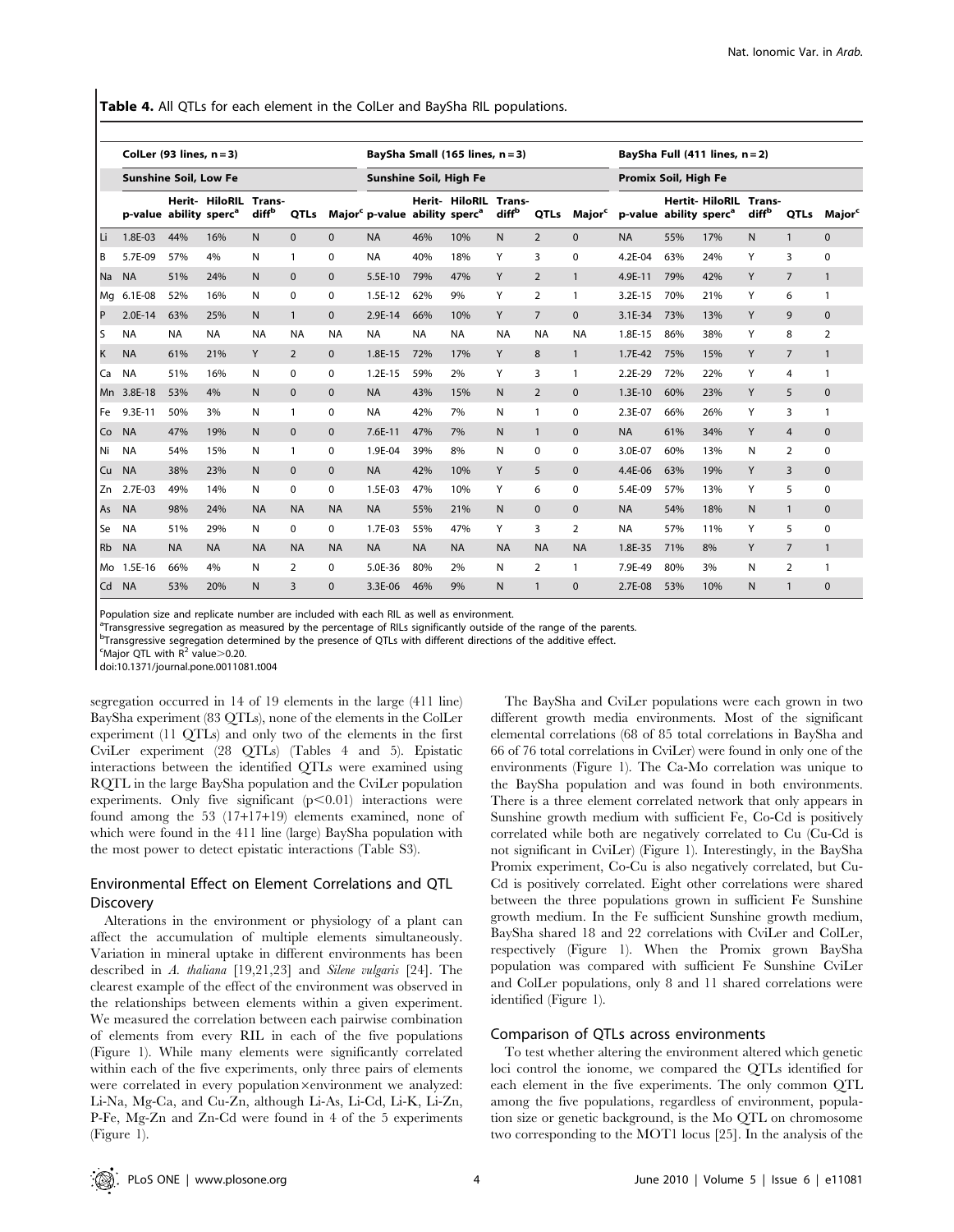**Table 4.** All QTLs for each element in the ColLer and BaySha RIL populations.

| | ColLer (93 lines, n = 3) | | | | | | BaySha Small (165 lines, n = 3) | | | | | | BaySha Full (411 lines, n = 2) | | | | | |
|---|---|---|---|---|---|---|---|---|---|---|---|---|---|---|---|---|---|---|
| | Sunshine Soil, Low Fe | | | | | | Sunshine Soil, High Fe | | | | | | Promix Soil, High Fe | | | | | |
| | p-value | Herit-ability | HiloRIL sperc[a] | Trans-diff[b] | QTLs | Major[c] | p-value | Herit-ability | HiloRIL sperc[a] | Trans-diff[b] | QTLs | Major[c] | p-value | Herit-ability | HiloRIL sperc[a] | Trans-diff[b] | QTLs | Major[c] |
| Li | 1.8E-03 | 44% | 16% | N | 0 | 0 | NA | 46% | 10% | N | 2 | 0 | NA | 55% | 17% | N | 1 | 0 |
| B | 5.7E-09 | 57% | 4% | N | 1 | 0 | NA | 40% | 18% | Y | 3 | 0 | 4.2E-04 | 63% | 24% | Y | 3 | 0 |
| Na | NA | 51% | 24% | N | 0 | 0 | 5.5E-10 | 79% | 47% | Y | 2 | 1 | 4.9E-11 | 79% | 42% | Y | 7 | 1 |
| Mg | 6.1E-08 | 52% | 16% | N | 0 | 0 | 1.5E-12 | 62% | 9% | Y | 2 | 1 | 3.2E-15 | 70% | 21% | Y | 6 | 1 |
| P | 2.0E-14 | 63% | 25% | N | 1 | 0 | 2.9E-14 | 66% | 10% | Y | 7 | 0 | 3.1E-34 | 73% | 13% | Y | 9 | 0 |
| S | NA | NA | NA | NA | NA | NA | NA | NA | NA | NA | NA | NA | 1.8E-15 | 86% | 38% | Y | 8 | 2 |
| K | NA | 61% | 21% | Y | 2 | 0 | 1.8E-15 | 72% | 17% | Y | 8 | 1 | 1.7E-42 | 75% | 15% | Y | 7 | 1 |
| Ca | NA | 51% | 16% | N | 0 | 0 | 1.2E-15 | 59% | 2% | Y | 3 | 1 | 2.2E-29 | 72% | 22% | Y | 4 | 1 |
| Mn | 3.8E-18 | 53% | 4% | N | 0 | 0 | NA | 43% | 15% | N | 2 | 0 | 1.3E-10 | 60% | 23% | Y | 5 | 0 |
| Fe | 9.3E-11 | 50% | 3% | N | 1 | 0 | NA | 42% | 7% | N | 1 | 0 | 2.3E-07 | 66% | 26% | Y | 3 | 1 |
| Co | NA | 47% | 19% | N | 0 | 0 | 7.6E-11 | 47% | 7% | N | 1 | 0 | NA | 61% | 34% | Y | 4 | 0 |
| Ni | NA | 54% | 15% | N | 1 | 0 | 1.9E-04 | 39% | 8% | N | 0 | 0 | 3.0E-07 | 60% | 13% | N | 2 | 0 |
| Cu | NA | 38% | 23% | N | 0 | 0 | NA | 42% | 10% | Y | 5 | 0 | 4.4E-06 | 63% | 19% | Y | 3 | 0 |
| Zn | 2.7E-03 | 49% | 14% | N | 0 | 0 | 1.5E-03 | 47% | 10% | Y | 6 | 0 | 5.4E-09 | 57% | 13% | Y | 5 | 0 |
| As | NA | 98% | 24% | NA | NA | NA | NA | 55% | 21% | N | 0 | 0 | NA | 54% | 18% | N | 1 | 0 |
| Se | NA | 51% | 29% | N | 0 | 0 | 1.7E-03 | 55% | 47% | Y | 3 | 2 | NA | 57% | 11% | Y | 5 | 0 |
| Rb | NA | NA | NA | NA | NA | NA | NA | NA | NA | NA | NA | NA | 1.8E-35 | 71% | 8% | Y | 7 | 1 |
| Mo | 1.5E-16 | 66% | 4% | N | 2 | 0 | 5.0E-36 | 80% | 2% | N | 2 | 1 | 7.9E-49 | 80% | 3% | N | 2 | 1 |
| Cd | NA | 53% | 20% | N | 3 | 0 | 3.3E-06 | 46% | 9% | N | 1 | 0 | 2.7E-08 | 53% | 10% | N | 1 | 0 |

Population size and replicate number are included with each RIL as well as environment.
[a]Transgressive segregation as measured by the percentage of RILs significantly outside of the range of the parents.
[b]Transgressive segregation determined by the presence of QTLs with different directions of the additive effect.
[c]Major QTL with $R^2$ value>0.20.
doi:10.1371/journal.pone.0011081.t004

segregation occurred in 14 of 19 elements in the large (411 line) BaySha experiment (83 QTLs), none of the elements in the ColLer experiment (11 QTLs) and only two of the elements in the first CviLer experiment (28 QTLs) (Tables 4 and 5). Epistatic interactions between the identified QTLs were examined using RQTL in the large BaySha population and the CviLer population experiments. Only five significant ($p<0.01$) interactions were found among the 53 (17+17+19) elements examined, none of which were found in the 411 line (large) BaySha population with the most power to detect epistatic interactions (Table S3).

## Environmental Effect on Element Correlations and QTL Discovery

Alterations in the environment or physiology of a plant can affect the accumulation of multiple elements simultaneously. Variation in mineral uptake in different environments has been described in *A. thaliana* [19,21,23] and *Silene vulgaris* [24]. The clearest example of the effect of the environment was observed in the relationships between elements within a given experiment. We measured the correlation between each pairwise combination of elements from every RIL in each of the five populations (Figure 1). While many elements were significantly correlated within each of the five experiments, only three pairs of elements were correlated in every population×environment we analyzed: Li-Na, Mg-Ca, and Cu-Zn, although Li-As, Li-Cd, Li-K, Li-Zn, P-Fe, Mg-Zn and Zn-Cd were found in 4 of the 5 experiments (Figure 1).

The BaySha and CviLer populations were each grown in two different growth media environments. Most of the significant elemental correlations (68 of 85 total correlations in BaySha and 66 of 76 total correlations in CviLer) were found in only one of the environments (Figure 1). The Ca-Mo correlation was unique to the BaySha population and was found in both environments. There is a three element correlated network that only appears in Sunshine growth medium with sufficient Fe, Co-Cd is positively correlated while both are negatively correlated to Cu (Cu-Cd is not significant in CviLer) (Figure 1). Interestingly, in the BaySha Promix experiment, Co-Cu is also negatively correlated, but Cu-Cd is positively correlated. Eight other correlations were shared between the three populations grown in sufficient Fe Sunshine growth medium. In the Fe sufficient Sunshine growth medium, BaySha shared 18 and 22 correlations with CviLer and ColLer, respectively (Figure 1). When the Promix grown BaySha population was compared with sufficient Fe Sunshine CviLer and ColLer populations, only 8 and 11 shared correlations were identified (Figure 1).

## Comparison of QTLs across environments

To test whether altering the environment altered which genetic loci control the ionome, we compared the QTLs identified for each element in the five experiments. The only common QTL among the five populations, regardless of environment, population size or genetic background, is the Mo QTL on chromosome two corresponding to the MOT1 locus [25]. In the analysis of the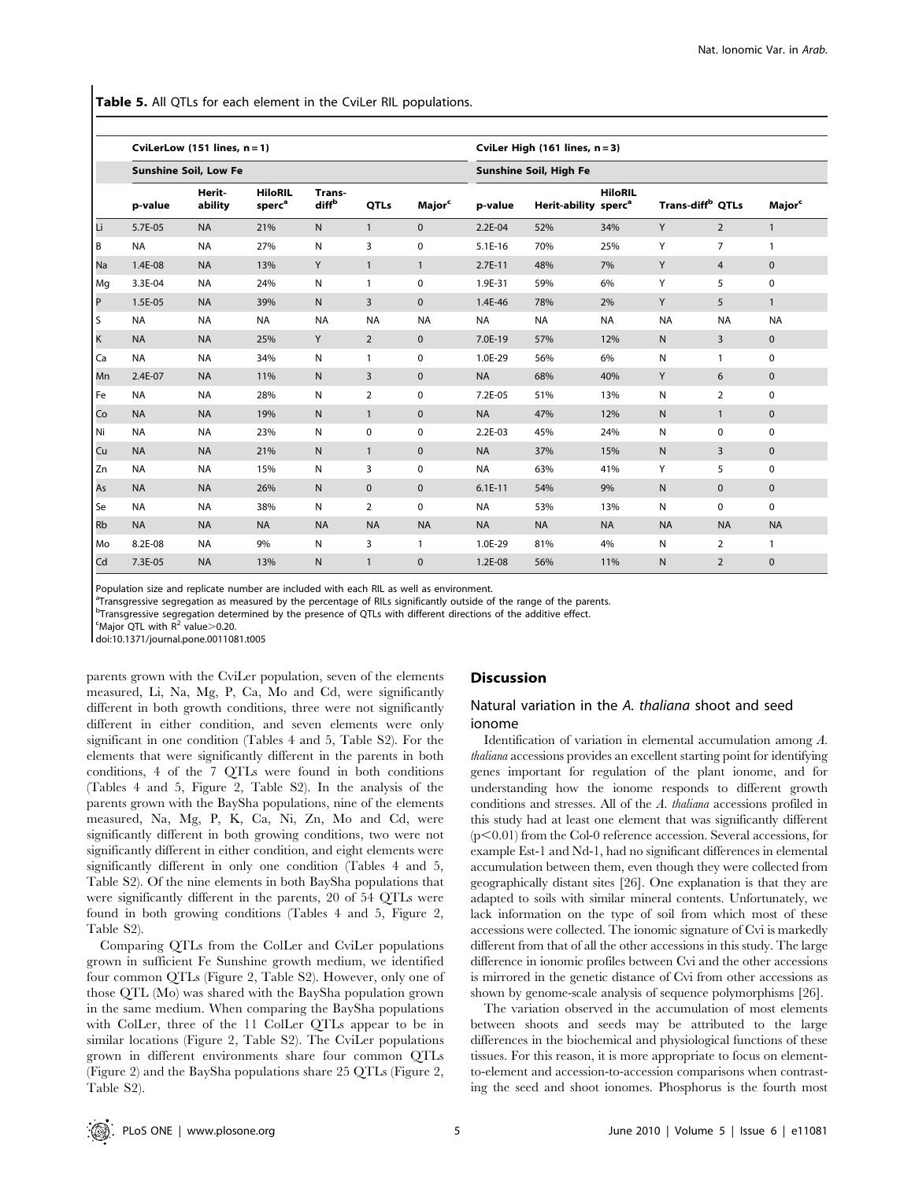**Table 5.** All QTLs for each element in the CviLer RIL populations.

| | CviLerLow (151 lines, n = 1) | | | | | | CviLer High (161 lines, n = 3) | | | | | |
|---|---|---|---|---|---|---|---|---|---|---|---|---|
| | Sunshine Soil, Low Fe | | | | | | Sunshine Soil, High Fe | | | | | |
| | p-value | Herit-ability | HiloRIL sperc[a] | Trans-diff[b] | QTLs | Major[c] | p-value | Herit-ability | HiloRIL sperc[a] | Trans-diff[b] | QTLs | Major[c] |
| Li | 5.7E-05 | NA | 21% | N | 1 | 0 | 2.2E-04 | 52% | 34% | Y | 2 | 1 |
| B | NA | NA | 27% | N | 3 | 0 | 5.1E-16 | 70% | 25% | Y | 7 | 1 |
| Na | 1.4E-08 | NA | 13% | Y | 1 | 1 | 2.7E-11 | 48% | 7% | Y | 4 | 0 |
| Mg | 3.3E-04 | NA | 24% | N | 1 | 0 | 1.9E-31 | 59% | 6% | Y | 5 | 0 |
| P | 1.5E-05 | NA | 39% | N | 3 | 0 | 1.4E-46 | 78% | 2% | Y | 5 | 1 |
| S | NA | NA | NA | NA | NA | NA | NA | NA | NA | NA | NA | NA |
| K | NA | NA | 25% | Y | 2 | 0 | 7.0E-19 | 57% | 12% | N | 3 | 0 |
| Ca | NA | NA | 34% | N | 1 | 0 | 1.0E-29 | 56% | 6% | N | 1 | 0 |
| Mn | 2.4E-07 | NA | 11% | N | 3 | 0 | NA | 68% | 40% | Y | 6 | 0 |
| Fe | NA | NA | 28% | N | 2 | 0 | 7.2E-05 | 51% | 13% | N | 2 | 0 |
| Co | NA | NA | 19% | N | 1 | 0 | NA | 47% | 12% | N | 1 | 0 |
| Ni | NA | NA | 23% | N | 0 | 0 | 2.2E-03 | 45% | 24% | N | 0 | 0 |
| Cu | NA | NA | 21% | N | 1 | 0 | NA | 37% | 15% | N | 3 | 0 |
| Zn | NA | NA | 15% | N | 3 | 0 | NA | 63% | 41% | Y | 5 | 0 |
| As | NA | NA | 26% | N | 0 | 0 | 6.1E-11 | 54% | 9% | N | 0 | 0 |
| Se | NA | NA | 38% | N | 2 | 0 | NA | 53% | 13% | N | 0 | 0 |
| Rb | NA | NA | NA | NA | NA | NA | NA | NA | NA | NA | NA | NA |
| Mo | 8.2E-08 | NA | 9% | N | 3 | 1 | 1.0E-29 | 81% | 4% | N | 2 | 1 |
| Cd | 7.3E-05 | NA | 13% | N | 1 | 0 | 1.2E-08 | 56% | 11% | N | 2 | 0 |

Population size and replicate number are included with each RIL as well as environment.
[a]Transgressive segregation as measured by the percentage of RILs significantly outside of the range of the parents.
[b]Transgressive segregation determined by the presence of QTLs with different directions of the additive effect.
[c]Major QTL with $R^2$ value>0.20.
doi:10.1371/journal.pone.0011081.t005

parents grown with the CviLer population, seven of the elements measured, Li, Na, Mg, P, Ca, Mo and Cd, were significantly different in both growth conditions, three were not significantly different in either condition, and seven elements were only significant in one condition (Tables 4 and 5, Table S2). For the elements that were significantly different in the parents in both conditions, 4 of the 7 QTLs were found in both conditions (Tables 4 and 5, Figure 2, Table S2). In the analysis of the parents grown with the BaySha populations, nine of the elements measured, Na, Mg, P, K, Ca, Ni, Zn, Mo and Cd, were significantly different in both growing conditions, two were not significantly different in either condition, and eight elements were significantly different in only one condition (Tables 4 and 5, Table S2). Of the nine elements in both BaySha populations that were significantly different in the parents, 20 of 54 QTLs were found in both growing conditions (Tables 4 and 5, Figure 2, Table S2).

Comparing QTLs from the ColLer and CviLer populations grown in sufficient Fe Sunshine growth medium, we identified four common QTLs (Figure 2, Table S2). However, only one of those QTL (Mo) was shared with the BaySha population grown in the same medium. When comparing the BaySha populations with ColLer, three of the 11 ColLer QTLs appear to be in similar locations (Figure 2, Table S2). The CviLer populations grown in different environments share four common QTLs (Figure 2) and the BaySha populations share 25 QTLs (Figure 2, Table S2).

## Discussion

### Natural variation in the *A. thaliana* shoot and seed ionome

Identification of variation in elemental accumulation among *A. thaliana* accessions provides an excellent starting point for identifying genes important for regulation of the plant ionome, and for understanding how the ionome responds to different growth conditions and stresses. All of the *A. thaliana* accessions profiled in this study had at least one element that was significantly different ($p<0.01$) from the Col-0 reference accession. Several accessions, for example Est-1 and Nd-1, had no significant differences in elemental accumulation between them, even though they were collected from geographically distant sites [26]. One explanation is that they are adapted to soils with similar mineral contents. Unfortunately, we lack information on the type of soil from which most of these accessions were collected. The ionomic signature of Cvi is markedly different from that of all the other accessions in this study. The large difference in ionomic profiles between Cvi and the other accessions is mirrored in the genetic distance of Cvi from other accessions as shown by genome-scale analysis of sequence polymorphisms [26].

The variation observed in the accumulation of most elements between shoots and seeds may be attributed to the large differences in the biochemical and physiological functions of these tissues. For this reason, it is more appropriate to focus on element-to-element and accession-to-accession comparisons when contrasting the seed and shoot ionomes. Phosphorus is the fourth most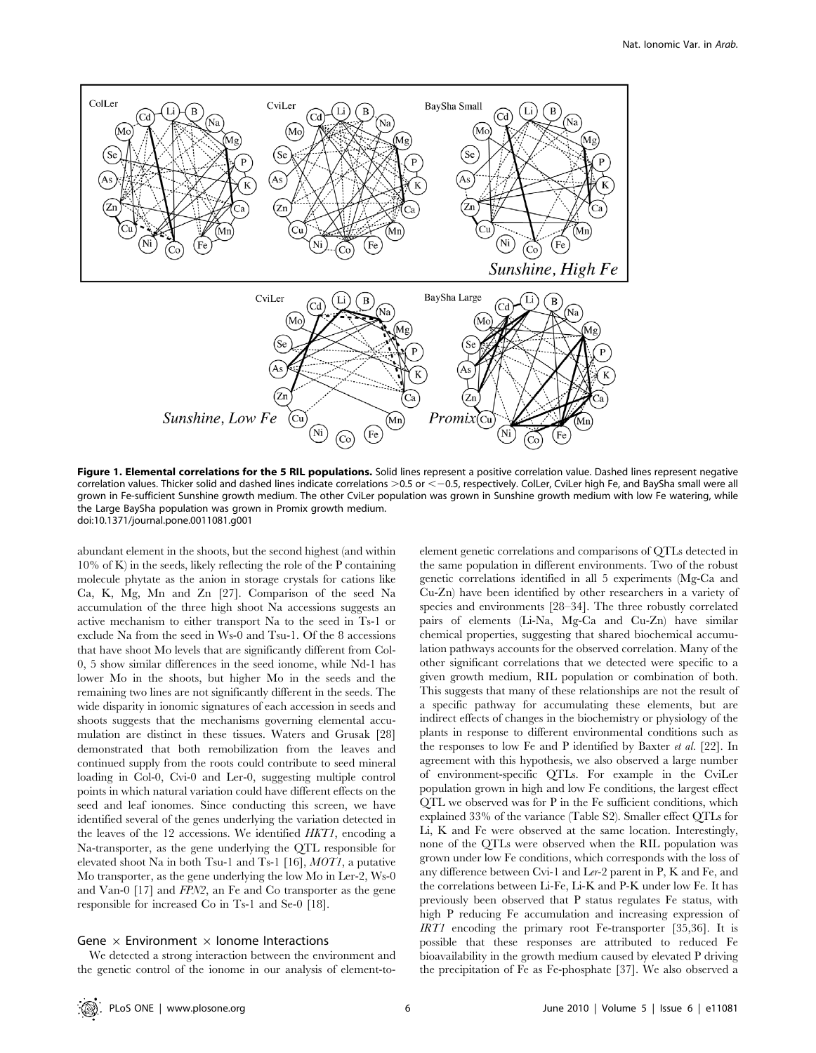**Figure 1. Elemental correlations for the 5 RIL populations.** Solid lines represent a positive correlation value. Dashed lines represent negative correlation values. Thicker solid and dashed lines indicate correlations >0.5 or <−0.5, respectively. ColLer, CviLer high Fe, and BaySha small were all grown in Fe-sufficient Sunshine growth medium. The other CviLer population was grown in Sunshine growth medium with low Fe watering, while the Large BaySha population was grown in Promix growth medium.
doi:10.1371/journal.pone.0011081.g001

abundant element in the shoots, but the second highest (and within 10% of K) in the seeds, likely reflecting the role of the P containing molecule phytate as the anion in storage crystals for cations like Ca, K, Mg, Mn and Zn [27]. Comparison of the seed Na accumulation of the three high shoot Na accessions suggests an active mechanism to either transport Na to the seed in Ts-1 or exclude Na from the seed in Ws-0 and Tsu-1. Of the 8 accessions that have shoot Mo levels that are significantly different from Col-0, 5 show similar differences in the seed ionome, while Nd-1 has lower Mo in the shoots, but higher Mo in the seeds and the remaining two lines are not significantly different in the seeds. The wide disparity in ionomic signatures of each accession in seeds and shoots suggests that the mechanisms governing elemental accumulation are distinct in these tissues. Waters and Grusak [28] demonstrated that both remobilization from the leaves and continued supply from the roots could contribute to seed mineral loading in Col-0, Cvi-0 and Ler-0, suggesting multiple control points in which natural variation could have different effects on the seed and leaf ionomes. Since conducting this screen, we have identified several of the genes underlying the variation detected in the leaves of the 12 accessions. We identified *HKT1*, encoding a Na-transporter, as the gene underlying the QTL responsible for elevated shoot Na in both Tsu-1 and Ts-1 [16], *MOT1*, a putative Mo transporter, as the gene underlying the low Mo in Ler-2, Ws-0 and Van-0 [17] and *FPN2*, an Fe and Co transporter as the gene responsible for increased Co in Ts-1 and Se-0 [18].

## Gene × Environment × Ionome Interactions

We detected a strong interaction between the environment and the genetic control of the ionome in our analysis of element-to-element genetic correlations and comparisons of QTLs detected in the same population in different environments. Two of the robust genetic correlations identified in all 5 experiments (Mg-Ca and Cu-Zn) have been identified by other researchers in a variety of species and environments [28–34]. The three robustly correlated pairs of elements (Li-Na, Mg-Ca and Cu-Zn) have similar chemical properties, suggesting that shared biochemical accumulation pathways accounts for the observed correlation. Many of the other significant correlations that we detected were specific to a given growth medium, RIL population or combination of both. This suggests that many of these relationships are not the result of a specific pathway for accumulating these elements, but are indirect effects of changes in the biochemistry or physiology of the plants in response to different environmental conditions such as the responses to low Fe and P identified by Baxter *et al.* [22]. In agreement with this hypothesis, we also observed a large number of environment-specific QTLs. For example in the CviLer population grown in high and low Fe conditions, the largest effect QTL we observed was for P in the Fe sufficient conditions, which explained 33% of the variance (Table S2). Smaller effect QTLs for Li, K and Fe were observed at the same location. Interestingly, none of the QTLs were observed when the RIL population was grown under low Fe conditions, which corresponds with the loss of any difference between Cvi-1 and L*er*-2 parent in P, K and Fe, and the correlations between Li-Fe, Li-K and P-K under low Fe. It has previously been observed that P status regulates Fe status, with high P reducing Fe accumulation and increasing expression of *IRT1* encoding the primary root Fe-transporter [35,36]. It is possible that these responses are attributed to reduced Fe bioavailability in the growth medium caused by elevated P driving the precipitation of Fe as Fe-phosphate [37]. We also observed a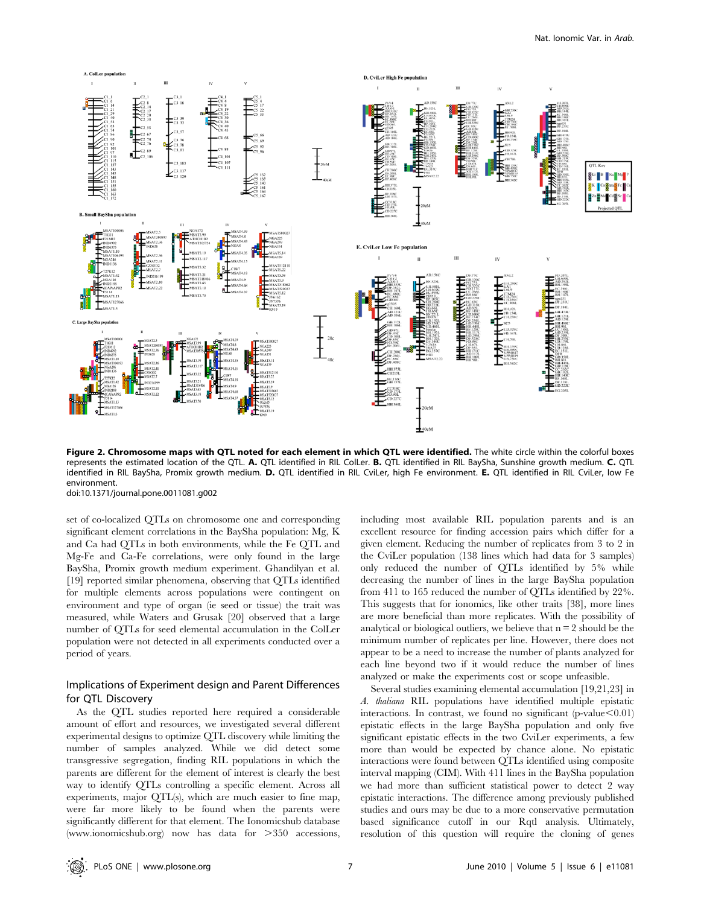**Figure 2. Chromosome maps with QTL noted for each element in which QTL were identified.** The white circle within the colorful boxes represents the estimated location of the QTL. **A.** QTL identified in RIL ColLer. **B.** QTL identified in RIL BaySha, Sunshine growth medium. **C.** QTL identified in RIL BaySha, Promix growth medium. **D.** QTL identified in RIL CviLer, high Fe environment. **E.** QTL identified in RIL CviLer, low Fe environment.
doi:10.1371/journal.pone.0011081.g002

set of co-localized QTLs on chromosome one and corresponding significant element correlations in the BaySha population: Mg, K and Ca had QTLs in both environments, while the Fe QTL and Mg-Fe and Ca-Fe correlations, were only found in the large BaySha, Promix growth medium experiment. Ghandilyan et al. [19] reported similar phenomena, observing that QTLs identified for multiple elements across populations were contingent on environment and type of organ (ie seed or tissue) the trait was measured, while Waters and Grusak [20] observed that a large number of QTLs for seed elemental accumulation in the ColLer population were not detected in all experiments conducted over a period of years.

## Implications of Experiment design and Parent Differences for QTL Discovery

As the QTL studies reported here required a considerable amount of effort and resources, we investigated several different experimental designs to optimize QTL discovery while limiting the number of samples analyzed. While we did detect some transgressive segregation, finding RIL populations in which the parents are different for the element of interest is clearly the best way to identify QTLs controlling a specific element. Across all experiments, major QTL(s), which are much easier to fine map, were far more likely to be found when the parents were significantly different for that element. The Ionomicshub database (www.ionomicshub.org) now has data for >350 accessions, including most available RIL population parents and is an excellent resource for finding accession pairs which differ for a given element. Reducing the number of replicates from 3 to 2 in the CviLer population (138 lines which had data for 3 samples) only reduced the number of QTLs identified by 5% while decreasing the number of lines in the large BaySha population from 411 to 165 reduced the number of QTLs identified by 22%. This suggests that for ionomics, like other traits [38], more lines are more beneficial than more replicates. With the possibility of analytical or biological outliers, we believe that $n = 2$ should be the minimum number of replicates per line. However, there does not appear to be a need to increase the number of plants analyzed for each line beyond two if it would reduce the number of lines analyzed or make the experiments cost or scope unfeasible.

Several studies examining elemental accumulation [19,21,23] in *A. thaliana* RIL populations have identified multiple epistatic interactions. In contrast, we found no significant (p-value<0.01) epistatic effects in the large BaySha population and only five significant epistatic effects in the two CviLer experiments, a few more than would be expected by chance alone. No epistatic interactions were found between QTLs identified using composite interval mapping (CIM). With 411 lines in the BaySha population we had more than sufficient statistical power to detect 2 way epistatic interactions. The difference among previously published studies and ours may be due to a more conservative permutation based significance cutoff in our Rqtl analysis. Ultimately, resolution of this question will require the cloning of genes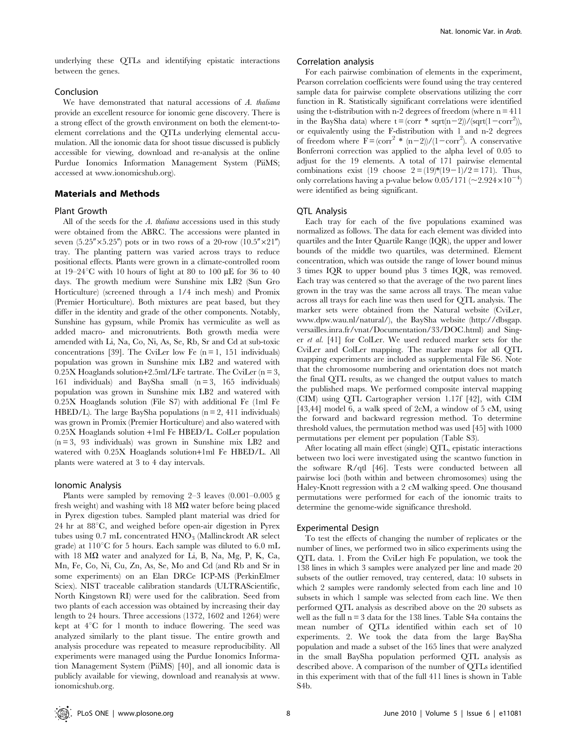underlying these QTLs and identifying epistatic interactions between the genes.

## Conclusion

We have demonstrated that natural accessions of *A. thaliana* provide an excellent resource for ionomic gene discovery. There is a strong effect of the growth environment on both the element-to-element correlations and the QTLs underlying elemental accumulation. All the ionomic data for shoot tissue discussed is publicly accessible for viewing, download and re-analysis at the online Purdue Ionomics Information Management System (PiiMS; accessed at www.ionomicshub.org).

## Materials and Methods

### Plant Growth

All of the seeds for the *A. thaliana* accessions used in this study were obtained from the ABRC. The accessions were planted in seven (5.25″×5.25″) pots or in two rows of a 20-row (10.5″×21″) tray. The planting pattern was varied across trays to reduce positional effects. Plants were grown in a climate-controlled room at 19–24°C with 10 hours of light at 80 to 100 µE for 36 to 40 days. The growth medium was Sunshine mix LB2 (Sun Gro Horticulture) (screened through a 1/4 inch mesh) and Promix (Premier Horticulture). Both mixtures are peat based, but they differ in the identity and grade of the other components. Notably, Sunshine has gypsum, while Promix has vermiculite as well as added macro- and micronutrients. Both growth media were amended with Li, Na, Co, Ni, As, Se, Rb, Sr and Cd at sub-toxic concentrations [39]. The CviLer low Fe (n = 1, 151 individuals) population was grown in Sunshine mix LB2 and watered with 0.25X Hoaglands solution+2.5ml/LFe tartrate. The CviLer (n = 3, 161 individuals) and BaySha small (n = 3, 165 individuals) population was grown in Sunshine mix LB2 and watered with 0.25X Hoaglands solution (File S7) with additional Fe (1ml Fe HBED/L). The large BaySha populations (n = 2, 411 individuals) was grown in Promix (Premier Horticulture) and also watered with 0.25X Hoaglands solution +1ml Fe HBED/L. ColLer population (n = 3, 93 individuals) was grown in Sunshine mix LB2 and watered with 0.25X Hoaglands solution+1ml Fe HBED/L. All plants were watered at 3 to 4 day intervals.

### Ionomic Analysis

Plants were sampled by removing 2–3 leaves (0.001–0.005 g fresh weight) and washing with 18 MΩ water before being placed in Pyrex digestion tubes. Sampled plant material was dried for 24 hr at 88°C, and weighed before open-air digestion in Pyrex tubes using 0.7 mL concentrated $HNO_3$ (Mallinckrodt AR select grade) at 110°C for 5 hours. Each sample was diluted to 6.0 mL with 18 MΩ water and analyzed for Li, B, Na, Mg, P, K, Ca, Mn, Fe, Co, Ni, Cu, Zn, As, Se, Mo and Cd (and Rb and Sr in some experiments) on an Elan DRCe ICP-MS (PerkinElmer Sciex). NIST traceable calibration standards (ULTRAScientific, North Kingstown RI) were used for the calibration. Seed from two plants of each accession was obtained by increasing their day length to 24 hours. Three accessions (1372, 1602 and 1264) were kept at 4°C for 1 month to induce flowering. The seed was analyzed similarly to the plant tissue. The entire growth and analysis procedure was repeated to measure reproducibility. All experiments were managed using the Purdue Ionomics Information Management System (PiiMS) [40], and all ionomic data is publicly available for viewing, download and reanalysis at www.ionomicshub.org.

### Correlation analysis

For each pairwise combination of elements in the experiment, Pearson correlation coefficients were found using the tray centered sample data for pairwise complete observations utilizing the corr function in R. Statistically significant correlations were identified using the t-distribution with n-2 degrees of freedom (where n = 411 in the BaySha data) where $t = (corr * sqrt(n-2))/(sqrt(1-corr^2))$, or equivalently using the F-distribution with 1 and n-2 degrees of freedom where $F = (corr^2 * (n-2))/(1-corr^2)$. A conservative Bonferroni correction was applied to the alpha level of 0.05 to adjust for the 19 elements. A total of 171 pairwise elemental combinations exist (19 choose $2 = (19)*(19-1)/2 = 171$). Thus, only correlations having a p-value below 0.05/171 ($\sim 2.924\times10^{-4}$) were identified as being significant.

### QTL Analysis

Each tray for each of the five populations examined was normalized as follows. The data for each element was divided into quartiles and the Inter Quartile Range (IQR), the upper and lower bounds of the middle two quartiles, was determined. Element concentration, which was outside the range of lower bound minus 3 times IQR to upper bound plus 3 times IQR, was removed. Each tray was centered so that the average of the two parent lines grown in the tray was the same across all trays. The mean value across all trays for each line was then used for QTL analysis. The marker sets were obtained from the Natural website (CviLer, www.dpw.wau.nl/natural/), the BaySha website (http://dbsgap.versailles.inra.fr/vnat/Documentation/33/DOC.html) and Singer *et al.* [41] for ColLer. We used reduced marker sets for the CviLer and ColLer mapping. The marker maps for all QTL mapping experiments are included as supplemental File S6. Note that the chromosome numbering and orientation does not match the final QTL results, as we changed the output values to match the published maps. We performed composite interval mapping (CIM) using QTL Cartographer version 1.17f [42], with CIM [43,44] model 6, a walk speed of 2cM, a window of 5 cM, using the forward and backward regression method. To determine threshold values, the permutation method was used [45] with 1000 permutations per element per population (Table S3).

After locating all main effect (single) QTL, epistatic interactions between two loci were investigated using the scantwo function in the software R/qtl [46]. Tests were conducted between all pairwise loci (both within and between chromosomes) using the Haley-Knott regression with a 2 cM walking speed. One thousand permutations were performed for each of the ionomic traits to determine the genome-wide significance threshold.

### Experimental Design

To test the effects of changing the number of replicates or the number of lines, we performed two in silico experiments using the QTL data. 1. From the CviLer high Fe population, we took the 138 lines in which 3 samples were analyzed per line and made 20 subsets of the outlier removed, tray centered, data: 10 subsets in which 2 samples were randomly selected from each line and 10 subsets in which 1 sample was selected from each line. We then performed QTL analysis as described above on the 20 subsets as well as the full n = 3 data for the 138 lines. Table S4a contains the mean number of QTLs identified within each set of 10 experiments. 2. We took the data from the large BaySha population and made a subset of the 165 lines that were analyzed in the small BaySha population performed QTL analysis as described above. A comparison of the number of QTLs identified in this experiment with that of the full 411 lines is shown in Table S4b.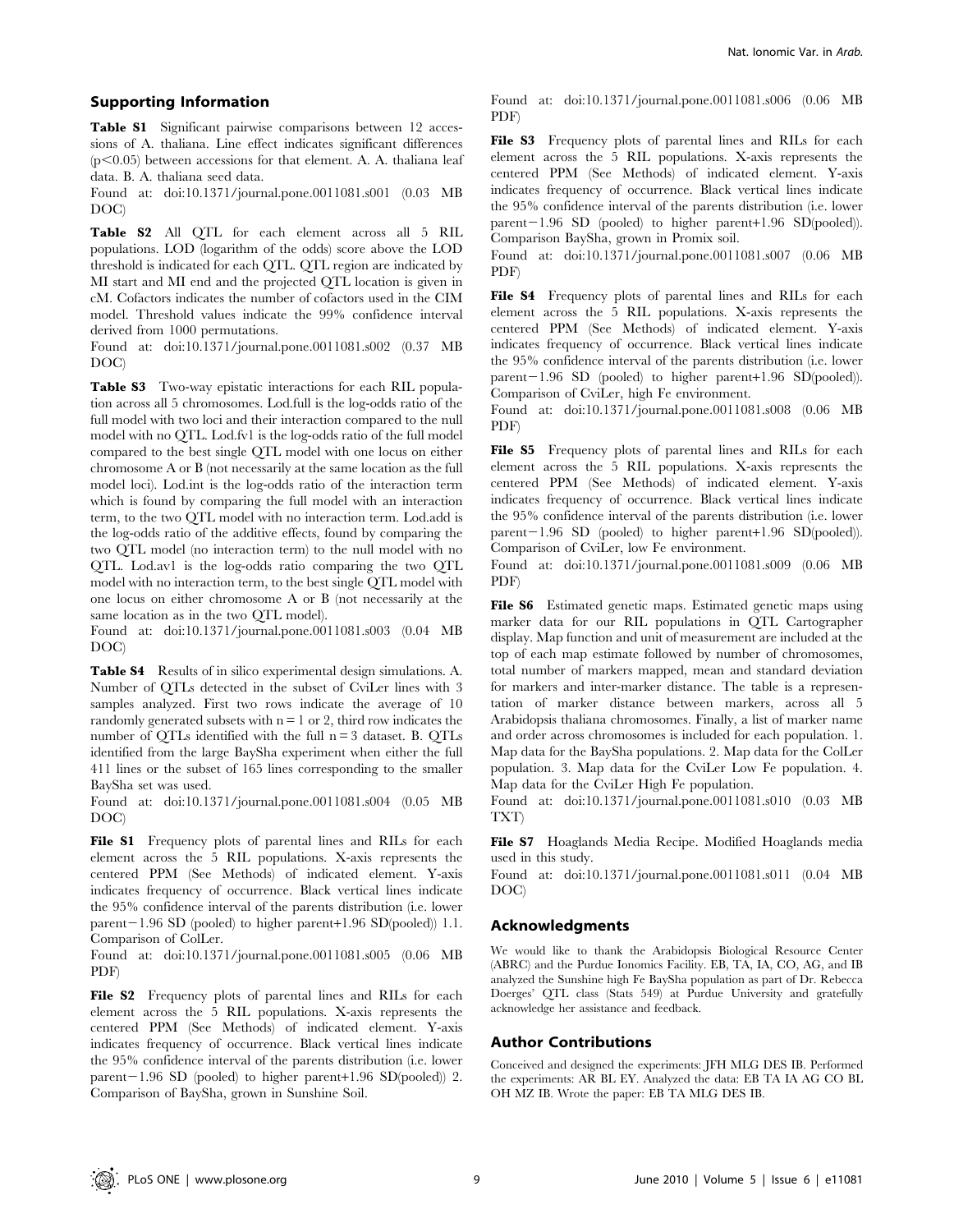## Supporting Information

**Table S1** Significant pairwise comparisons between 12 accessions of A. thaliana. Line effect indicates significant differences ($p<0.05$) between accessions for that element. A. A. thaliana leaf data. B. A. thaliana seed data.

Found at: doi:10.1371/journal.pone.0011081.s001 (0.03 MB DOC)

**Table S2** All QTL for each element across all 5 RIL populations. LOD (logarithm of the odds) score above the LOD threshold is indicated for each QTL. QTL region are indicated by MI start and MI end and the projected QTL location is given in cM. Cofactors indicates the number of cofactors used in the CIM model. Threshold values indicate the 99% confidence interval derived from 1000 permutations.

Found at: doi:10.1371/journal.pone.0011081.s002 (0.37 MB DOC)

**Table S3** Two-way epistatic interactions for each RIL population across all 5 chromosomes. Lod.full is the log-odds ratio of the full model with two loci and their interaction compared to the null model with no QTL. Lod.fv1 is the log-odds ratio of the full model compared to the best single QTL model with one locus on either chromosome A or B (not necessarily at the same location as the full model loci). Lod.int is the log-odds ratio of the interaction term which is found by comparing the full model with an interaction term, to the two QTL model with no interaction term. Lod.add is the log-odds ratio of the additive effects, found by comparing the two QTL model (no interaction term) to the null model with no QTL. Lod.av1 is the log-odds ratio comparing the two QTL model with no interaction term, to the best single QTL model with one locus on either chromosome A or B (not necessarily at the same location as in the two QTL model).

Found at: doi:10.1371/journal.pone.0011081.s003 (0.04 MB DOC)

**Table S4** Results of in silico experimental design simulations. A. Number of QTLs detected in the subset of CviLer lines with 3 samples analyzed. First two rows indicate the average of 10 randomly generated subsets with n = 1 or 2, third row indicates the number of QTLs identified with the full n = 3 dataset. B. QTLs identified from the large BaySha experiment when either the full 411 lines or the subset of 165 lines corresponding to the smaller BaySha set was used.

Found at: doi:10.1371/journal.pone.0011081.s004 (0.05 MB DOC)

**File S1** Frequency plots of parental lines and RILs for each element across the 5 RIL populations. X-axis represents the centered PPM (See Methods) of indicated element. Y-axis indicates frequency of occurrence. Black vertical lines indicate the 95% confidence interval of the parents distribution (i.e. lower parent−1.96 SD (pooled) to higher parent+1.96 SD(pooled)) 1.1. Comparison of ColLer.

Found at: doi:10.1371/journal.pone.0011081.s005 (0.06 MB PDF)

**File S2** Frequency plots of parental lines and RILs for each element across the 5 RIL populations. X-axis represents the centered PPM (See Methods) of indicated element. Y-axis indicates frequency of occurrence. Black vertical lines indicate the 95% confidence interval of the parents distribution (i.e. lower parent−1.96 SD (pooled) to higher parent+1.96 SD(pooled)) 2. Comparison of BaySha, grown in Sunshine Soil.

Found at: doi:10.1371/journal.pone.0011081.s006 (0.06 MB PDF)

**File S3** Frequency plots of parental lines and RILs for each element across the 5 RIL populations. X-axis represents the centered PPM (See Methods) of indicated element. Y-axis indicates frequency of occurrence. Black vertical lines indicate the 95% confidence interval of the parents distribution (i.e. lower parent−1.96 SD (pooled) to higher parent+1.96 SD(pooled)). Comparison BaySha, grown in Promix soil.

Found at: doi:10.1371/journal.pone.0011081.s007 (0.06 MB PDF)

**File S4** Frequency plots of parental lines and RILs for each element across the 5 RIL populations. X-axis represents the centered PPM (See Methods) of indicated element. Y-axis indicates frequency of occurrence. Black vertical lines indicate the 95% confidence interval of the parents distribution (i.e. lower parent−1.96 SD (pooled) to higher parent+1.96 SD(pooled)). Comparison of CviLer, high Fe environment.

Found at: doi:10.1371/journal.pone.0011081.s008 (0.06 MB PDF)

**File S5** Frequency plots of parental lines and RILs for each element across the 5 RIL populations. X-axis represents the centered PPM (See Methods) of indicated element. Y-axis indicates frequency of occurrence. Black vertical lines indicate the 95% confidence interval of the parents distribution (i.e. lower parent−1.96 SD (pooled) to higher parent+1.96 SD(pooled)). Comparison of CviLer, low Fe environment.

Found at: doi:10.1371/journal.pone.0011081.s009 (0.06 MB PDF)

**File S6** Estimated genetic maps. Estimated genetic maps using marker data for our RIL populations in QTL Cartographer display. Map function and unit of measurement are included at the top of each map estimate followed by number of chromosomes, total number of markers mapped, mean and standard deviation for markers and inter-marker distance. The table is a representation of marker distance between markers, across all 5 Arabidopsis thaliana chromosomes. Finally, a list of marker name and order across chromosomes is included for each population. 1. Map data for the BaySha populations. 2. Map data for the ColLer population. 3. Map data for the CviLer Low Fe population. 4. Map data for the CviLer High Fe population.

Found at: doi:10.1371/journal.pone.0011081.s010 (0.03 MB TXT)

**File S7** Hoaglands Media Recipe. Modified Hoaglands media used in this study.

Found at: doi:10.1371/journal.pone.0011081.s011 (0.04 MB DOC)

## Acknowledgments

We would like to thank the Arabidopsis Biological Resource Center (ABRC) and the Purdue Ionomics Facility. EB, TA, IA, CO, AG, and IB analyzed the Sunshine high Fe BaySha population as part of Dr. Rebecca Doerges' QTL class (Stats 549) at Purdue University and gratefully acknowledge her assistance and feedback.

## Author Contributions

Conceived and designed the experiments: JFH MLG DES IB. Performed the experiments: AR BL EY. Analyzed the data: EB TA IA AG CO BL OH MZ IB. Wrote the paper: EB TA MLG DES IB.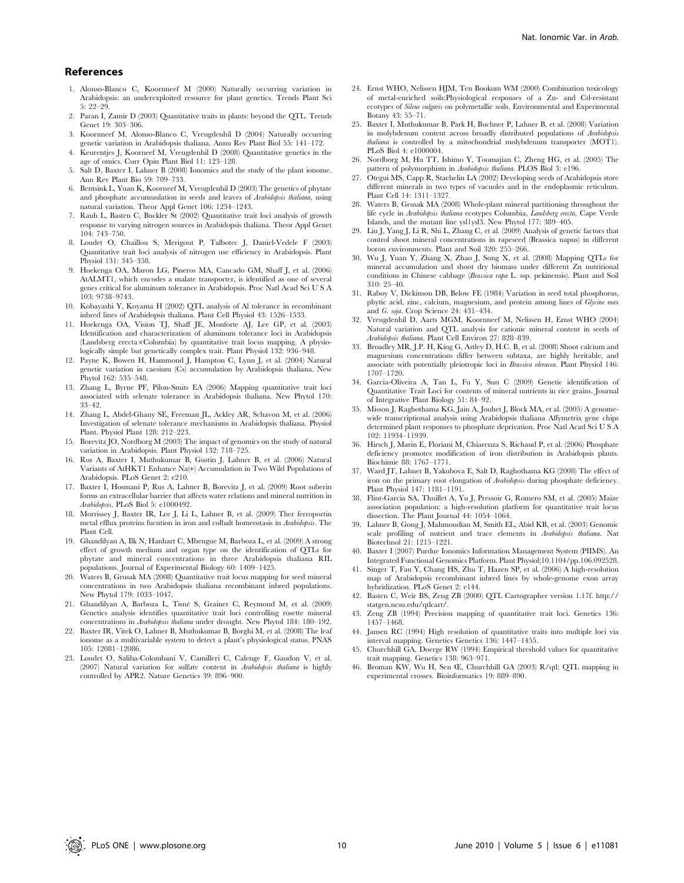## References

1. Alonso-Blanco C, Koornneef M (2000) Naturally occurring variation in Arabidopsis: an underexploited resource for plant genetics. Trends Plant Sci 5: 22–29.
2. Paran I, Zamir D (2003) Quantitative traits in plants: beyond the QTL. Trends Genet 19: 303–306.
3. Koornneef M, Alonso-Blanco C, Vreugdenhil D (2004) Naturally occurring genetic variation in Arabidopsis thaliana. Annu Rev Plant Biol 55: 141–172.
4. Keurentjes J, Koorneef M, Vreugdenhil D (2008) Quantitative genetics in the age of omics. Curr Opin Plant Biol 11: 123–128.
5. Salt D, Baxter I, Lahner B (2008) Ionomics and the study of the plant ionome. Ann Rev Plant Bio 59: 709–733.
6. Bentsink L, Yuan K, Koorneef M, Vreugdenhil D (2003) The genetics of phytate and phosphate accumuulation in seeds and leaves of *Arabidopsis thaliana*, using natural variation. Theor Appl Genet 106: 1234–1243.
7. Rauh L, Basten C, Buckler St (2002) Quantitative trait loci analysis of growth response to varying nitrogen sources in Arabidopsis thaliana. Theor Appl Genet 104: 743–750.
8. Loudet O, Chaillou S, Merigout P, Talbotec J, Daniel-Vedele F (2003) Quantitative trait loci analysis of nitrogen use efficiency in Arabidopsis. Plant Physiol 131: 345–358.
9. Hoekenga OA, Maron LG, Pineros MA, Cancado GM, Shaff J, et al. (2006) AtALMT1, which encodes a malate transporter, is identified as one of several genes critical for aluminum tolerance in Arabidopsis. Proc Natl Acad Sci U S A 103: 9738–9743.
10. Kobayashi Y, Koyama H (2002) QTL analysis of Al tolerance in recombinant inbred lines of Arabidopsis thaliana. Plant Cell Physiol 43: 1526–1533.
11. Hoekenga OA, Vision TJ, Shaff JE, Monforte AJ, Lee GP, et al. (2003) Identification and characterization of aluminum tolerance loci in Arabidopsis (Landsberg erecta×Columbia) by quantitative trait locus mapping. A physiologically simple but genetically complex trait. Plant Physiol 132: 936–948.
12. Payne K, Bowen H, Hammond J, Hampton C, Lynn J, et al. (2004) Natural genetic variation in caesium (Cs) accumulation by Arabidopsis thaliana. New Phytol 162: 535–548.
13. Zhang L, Byrne PF, Pilon-Smits EA (2006) Mapping quantitative trait loci associated with selenate tolerance in Arabidopsis thaliana. New Phytol 170: 33–42.
14. Zhang L, Abdel-Ghany SE, Freeman JL, Ackley AR, Schavon M, et al. (2006) Investigation of selenate tolerance mechanisms in Arabidopsis thaliana. Physiol Plant. Physiol Plant 128: 212–223.
15. Borevitz JO, Nordborg M (2003) The impact of genomics on the study of natural variation in Arabidopsis. Plant Physiol 132: 718–725.
16. Rus A, Baxter I, Muthukumar B, Gustin J, Lahner B, et al. (2006) Natural Variants of AtHKT1 Enhance Na(+) Accumulation in Two Wild Populations of Arabidopsis. PLoS Genet 2: e210.
17. Baxter I, Hosmani P, Rus A, Lahner B, Borevitz J, et al. (2009) Root suberin forms an extracellular barrier that affects water relations and mineral nutrition in *Arabidopsis*. PLoS Biol 5: e1000492.
18. Morrissey J, Baxter IR, Lee J, Li L, Lahner B, et al. (2009) Ther ferroportin metal efflux proteins fucntion in iron and colbalt homeostasis in *Arabidopsis*. The Plant Cell.
19. Ghandilyan A, Ilk N, Hanhart C, Mbengue M, Barboza L, et al. (2009) A strong effect of growth medium and organ type on the identification of QTLs for phytate and mineral concentrations in three Arabidopsis thaliana RIL populations. Journal of Experimental Biology 60: 1409–1425.
20. Waters B, Grusak MA (2008) Quantitative trait locus mapping for seed mineral concentrations in two Arabidopsis thaliana recombinant inbred populations. New Phytol 179: 1033–1047.
21. Ghandilyan A, Barboza L, Tisné S, Grainer C, Reymond M, et al. (2009) Genetics analysis identifies quantitative trait loci controlling rosette mineral concentrations in *Arabidopsis thaliana* under drought. New Phytol 184: 180–192.
22. Baxter IR, Vitek O, Lahner B, Muthukumar B, Borghi M, et al. (2008) The leaf ionome as a multivariable system to detect a plant's physiological status. PNAS 105: 12081–12086.
23. Loudet O, Saliba-Colombani V, Camilleri C, Calenge F, Gaudon V, et al. (2007) Natural variation for sulfate content in *Arabidopsis thaliana* is highly controlled by APR2. Nature Genetics 39: 896–900.
24. Ernst WHO, Nelissen HJM, Ten Bookum WM (2000) Combination toxicology of metal-enriched soils:Physiological responses of a Zn- and Cd-resistant ecotypes of *Silene vulgaris* on polymetallic soils. Environmental and Experimental Botany 43: 55–71.
25. Baxter I, Muthukumar B, Park H, Buchner P, Lahner B, et al. (2008) Variation in molybdenum content across broadly distributed populations of *Arabidopsis thaliana* is controlled by a mitochondrial molybdenum transporter (MOT1). PLoS Biol 4: e1000004.
26. Nordborg M, Hu TT, Ishimo Y, Toomajian C, Zheng HG, et al. (2005) The pattern of polymorphism in *Arabidopsis thaliana*. PLOS Biol 3: e196.
27. Otegui MS, Capp R, Staehelin LA (2002) Developing seeds of Arabidopsis store different minerals in two types of vacuoles and in the endoplasmic reticulum. Plant Cell 14: 1311–1327.
28. Waters B, Grusak MA (2008) Whole-plant mineral partitioning throughout the life cycle in *Arabidopsis thaliana* ecotypes Columbia, *Landsberg erecta*, Cape Verde Islands, and the mutant line ysl1ysl3. New Phytol 177: 389–405.
29. Liu J, Yang J, Li R, Shi L, Zhang C, et al. (2009) Analysis of genetic factors that control shoot mineral concentrations in rapeseed (Brassica napus) in different boron environments. Plant and Soil 320: 255–266.
30. Wu J, Yuan Y, Zhang X, Zhao J, Song X, et al. (2008) Mapping QTLs for mineral accumulation and shoot dry biomass under different Zn nutritional conditions in Chinese cabbage (*Brassica rapa* L. ssp. pekinensis). Plant and Soil 310: 25–40.
31. Raboy V, Dickinson DB, Below FE (1984) Variation in seed total phosphorus, phytic acid, zinc, calcium, magnesium, and protein among lines of *Glycine max* and *G. soja*. Crop Science 24: 431–434.
32. Vreugdenhil D, Aarts MGM, Koornneef M, Nelissen H, Ernst WHO (2004) Natural variation and QTL analysis for cationic mineral content in seeds of *Arabidopsis thaliana*. Plant Cell Environ 27: 828–839.
33. Broadley MR, J.P. H, King G, Astley D, H.C. B, et al. (2008) Shoot calcium and magnesium concentrations differ between subtaxa, are highly heritable, and associate with potentially pleiotropic loci in *Brassica oleracea*. Plant Physiol 146: 1707–1720.
34. Garcia-Oliveira A, Tan L, Fu Y, Sun C (2009) Genetic identification of Quantitative Trait Loci for contents of mineral nutrients in rice grains. Journal of Integrative Plant Biology 51: 84–92.
35. Misson J, Raghothama KG, Jain A, Jouhet J, Block MA, et al. (2005) A genome-wide transcriptional analysis using Arabidopsis thaliana Affymetrix gene chips determined plant responses to phosphate deprivation. Proc Natl Acad Sci U S A 102: 11934–11939.
36. Hirsch J, Marin E, Floriani M, Chiarenza S, Richaud P, et al. (2006) Phosphate deficiency promotes modification of iron distribution in Arabidopsis plants. Biochimie 88: 1767–1771.
37. Ward JT, Lahner B, Yakubova E, Salt D, Raghothama KG (2008) The effect of iron on the primary root elongation of *Arabidopsis* during phosphate deficiency. Plant Physiol 147: 1181–1191.
38. Flint-Garcia SA, Thuillet A, Yu J, Pressoir G, Romero SM, et al. (2005) Maize association population: a high-resolution platform for quantitative trait locus dissection. The Plant Journal 44: 1054–1064.
39. Lahner B, Gong J, Mahmoudian M, Smith EL, Abid KB, et al. (2003) Genomic scale profiling of nutrient and trace elements in *Arabidopsis thaliana*. Nat Biotechnol 21: 1215–1221.
40. Baxter I (2007) Purdue Ionomics Information Management System (PIIMS). An Integrated Functional Genomics Platform. Plant Physiol;10.1104/pp.106.092528.
41. Singer T, Fan Y, Chang HS, Zhu T, Hazen SP, et al. (2006) A high-resolution map of Arabidopsis recombinant inbred lines by whole-genome exon array hybridization. PLoS Genet 2: e144.
42. Basten C, Weir BS, Zeng ZB (2000) QTL Cartographer version 1.17f. http://statgen.ncsu.edu/qtlcart/.
43. Zeng ZB (1994) Precision mapping of quantitative trait loci. Genetics 136: 1457–1468.
44. Jansen RC (1994) High resolution of quantitative traits into multiple loci via interval mapping. Genetics Genetics 136: 1447–1455.
45. Churchhill GA, Doerge RW (1994) Empirical threshold values for quantitative trait mapping. Genetics 138: 963–971.
46. Broman KW, Wu H, Sen Œ, Churchhill GA (2003) R/qtl: QTL mapping in experimental crosses. Bioinformatics 19: 889–890.